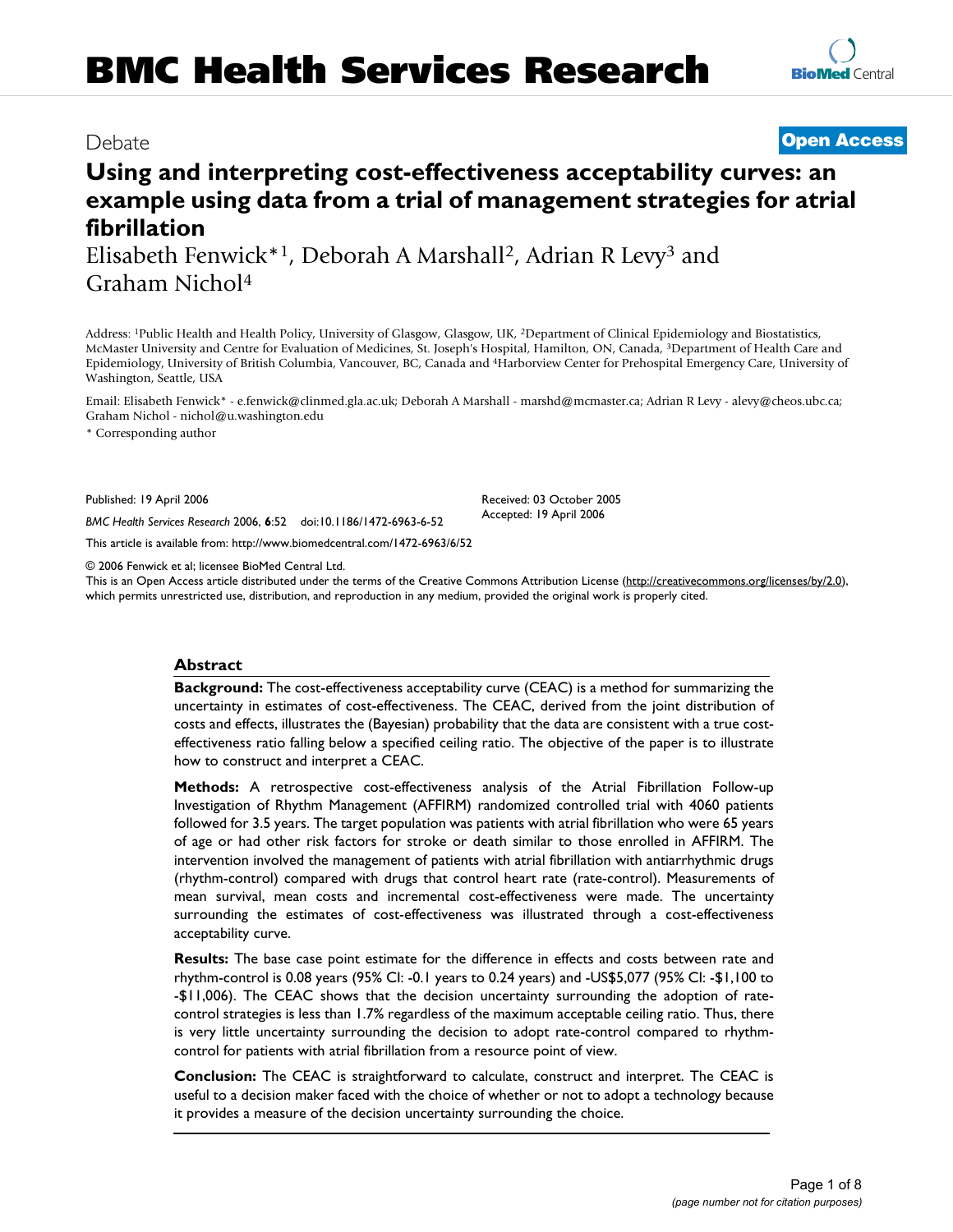# BMC Health Services Research

Debate

**Open Access**

# Using and interpreting cost-effectiveness acceptability curves: an example using data from a trial of management strategies for atrial fibrillation

Elisabeth Fenwick*[1], Deborah A Marshall[2], Adrian R Levy[3] and Graham Nichol[4]

Address: [1]Public Health and Health Policy, University of Glasgow, Glasgow, UK, [2]Department of Clinical Epidemiology and Biostatistics, McMaster University and Centre for Evaluation of Medicines, St. Joseph's Hospital, Hamilton, ON, Canada, [3]Department of Health Care and Epidemiology, University of British Columbia, Vancouver, BC, Canada and [4]Harborview Center for Prehospital Emergency Care, University of Washington, Seattle, USA

Email: Elisabeth Fenwick* - e.fenwick@clinmed.gla.ac.uk; Deborah A Marshall - marshd@mcmaster.ca; Adrian R Levy - alevy@cheos.ubc.ca; Graham Nichol - nichol@u.washington.edu

\* Corresponding author

Published: 19 April 2006

*BMC Health Services Research* 2006, **6**:52 doi:10.1186/1472-6963-6-52

Received: 03 October 2005
Accepted: 19 April 2006

This article is available from: http://www.biomedcentral.com/1472-6963/6/52

© 2006 Fenwick et al; licensee BioMed Central Ltd.

This is an Open Access article distributed under the terms of the Creative Commons Attribution License (http://creativecommons.org/licenses/by/2.0), which permits unrestricted use, distribution, and reproduction in any medium, provided the original work is properly cited.

## Abstract

**Background:** The cost-effectiveness acceptability curve (CEAC) is a method for summarizing the uncertainty in estimates of cost-effectiveness. The CEAC, derived from the joint distribution of costs and effects, illustrates the (Bayesian) probability that the data are consistent with a true cost-effectiveness ratio falling below a specified ceiling ratio. The objective of the paper is to illustrate how to construct and interpret a CEAC.

**Methods:** A retrospective cost-effectiveness analysis of the Atrial Fibrillation Follow-up Investigation of Rhythm Management (AFFIRM) randomized controlled trial with 4060 patients followed for 3.5 years. The target population was patients with atrial fibrillation who were 65 years of age or had other risk factors for stroke or death similar to those enrolled in AFFIRM. The intervention involved the management of patients with atrial fibrillation with antiarrhythmic drugs (rhythm-control) compared with drugs that control heart rate (rate-control). Measurements of mean survival, mean costs and incremental cost-effectiveness were made. The uncertainty surrounding the estimates of cost-effectiveness was illustrated through a cost-effectiveness acceptability curve.

**Results:** The base case point estimate for the difference in effects and costs between rate and rhythm-control is 0.08 years (95% CI: -0.1 years to 0.24 years) and -US$5,077 (95% CI: -$1,100 to -$11,006). The CEAC shows that the decision uncertainty surrounding the adoption of rate-control strategies is less than 1.7% regardless of the maximum acceptable ceiling ratio. Thus, there is very little uncertainty surrounding the decision to adopt rate-control compared to rhythm-control for patients with atrial fibrillation from a resource point of view.

**Conclusion:** The CEAC is straightforward to calculate, construct and interpret. The CEAC is useful to a decision maker faced with the choice of whether or not to adopt a technology because it provides a measure of the decision uncertainty surrounding the choice.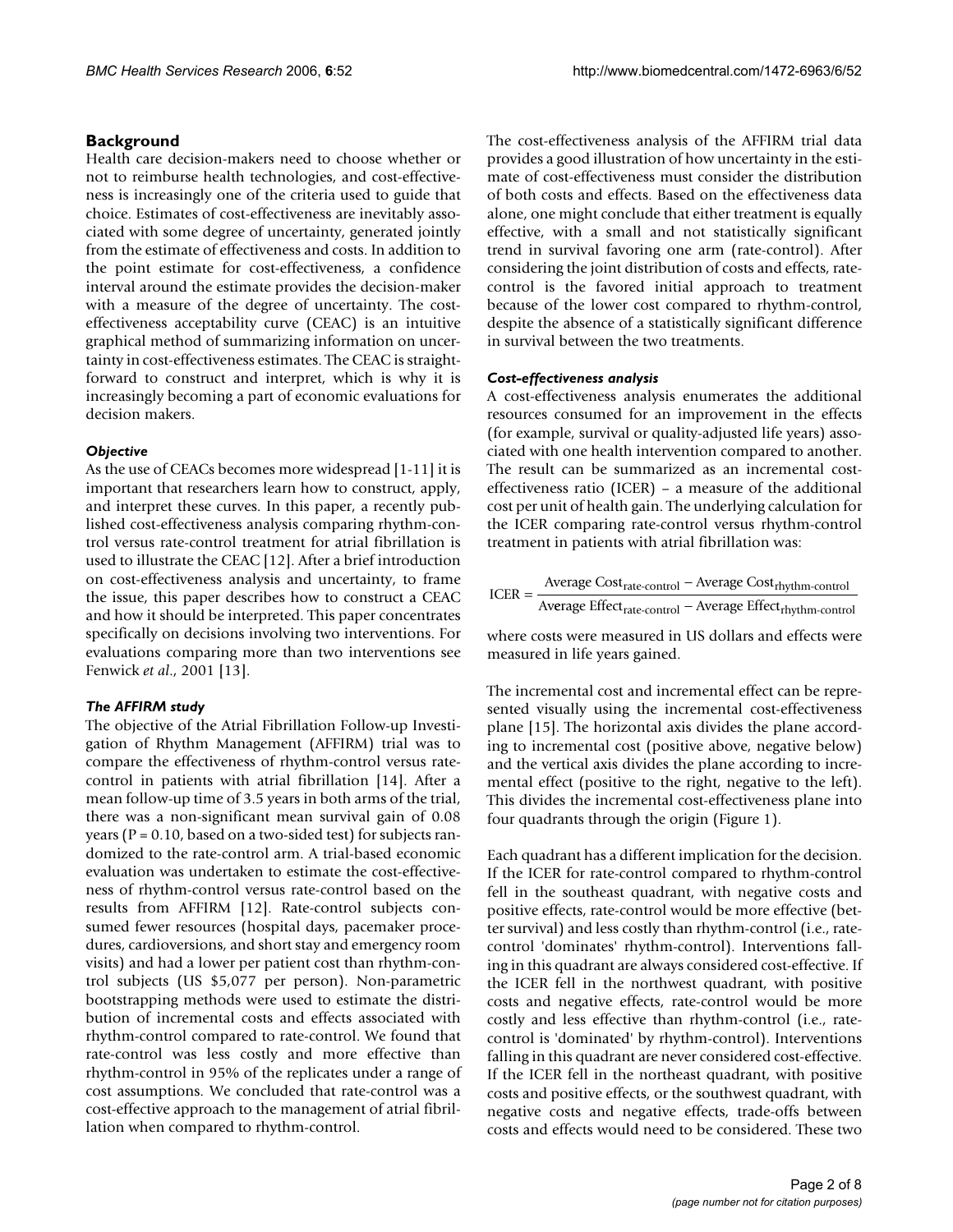## Background

Health care decision-makers need to choose whether or not to reimburse health technologies, and cost-effectiveness is increasingly one of the criteria used to guide that choice. Estimates of cost-effectiveness are inevitably associated with some degree of uncertainty, generated jointly from the estimate of effectiveness and costs. In addition to the point estimate for cost-effectiveness, a confidence interval around the estimate provides the decision-maker with a measure of the degree of uncertainty. The cost-effectiveness acceptability curve (CEAC) is an intuitive graphical method of summarizing information on uncertainty in cost-effectiveness estimates. The CEAC is straightforward to construct and interpret, which is why it is increasingly becoming a part of economic evaluations for decision makers.

### *Objective*

As the use of CEACs becomes more widespread [1-11] it is important that researchers learn how to construct, apply, and interpret these curves. In this paper, a recently published cost-effectiveness analysis comparing rhythm-control versus rate-control treatment for atrial fibrillation is used to illustrate the CEAC [12]. After a brief introduction on cost-effectiveness analysis and uncertainty, to frame the issue, this paper describes how to construct a CEAC and how it should be interpreted. This paper concentrates specifically on decisions involving two interventions. For evaluations comparing more than two interventions see Fenwick *et al*., 2001 [13].

### *The AFFIRM study*

The objective of the Atrial Fibrillation Follow-up Investigation of Rhythm Management (AFFIRM) trial was to compare the effectiveness of rhythm-control versus rate-control in patients with atrial fibrillation [14]. After a mean follow-up time of 3.5 years in both arms of the trial, there was a non-significant mean survival gain of 0.08 years ($P = 0.10$, based on a two-sided test) for subjects randomized to the rate-control arm. A trial-based economic evaluation was undertaken to estimate the cost-effectiveness of rhythm-control versus rate-control based on the results from AFFIRM [12]. Rate-control subjects consumed fewer resources (hospital days, pacemaker procedures, cardioversions, and short stay and emergency room visits) and had a lower per patient cost than rhythm-control subjects (US $5,077 per person). Non-parametric bootstrapping methods were used to estimate the distribution of incremental costs and effects associated with rhythm-control compared to rate-control. We found that rate-control was less costly and more effective than rhythm-control in 95% of the replicates under a range of cost assumptions. We concluded that rate-control was a cost-effective approach to the management of atrial fibrillation when compared to rhythm-control.

The cost-effectiveness analysis of the AFFIRM trial data provides a good illustration of how uncertainty in the estimate of cost-effectiveness must consider the distribution of both costs and effects. Based on the effectiveness data alone, one might conclude that either treatment is equally effective, with a small and not statistically significant trend in survival favoring one arm (rate-control). After considering the joint distribution of costs and effects, rate-control is the favored initial approach to treatment because of the lower cost compared to rhythm-control, despite the absence of a statistically significant difference in survival between the two treatments.

### *Cost-effectiveness analysis*

A cost-effectiveness analysis enumerates the additional resources consumed for an improvement in the effects (for example, survival or quality-adjusted life years) associated with one health intervention compared to another. The result can be summarized as an incremental cost-effectiveness ratio (ICER) – a measure of the additional cost per unit of health gain. The underlying calculation for the ICER comparing rate-control versus rhythm-control treatment in patients with atrial fibrillation was:

$$\text{ICER} = \frac{\text{Average Cost}_{\text{rate-control}} - \text{Average Cost}_{\text{rhythm-control}}}{\text{Average Effect}_{\text{rate-control}} - \text{Average Effect}_{\text{rhythm-control}}}$$

where costs were measured in US dollars and effects were measured in life years gained.

The incremental cost and incremental effect can be represented visually using the incremental cost-effectiveness plane [15]. The horizontal axis divides the plane according to incremental cost (positive above, negative below) and the vertical axis divides the plane according to incremental effect (positive to the right, negative to the left). This divides the incremental cost-effectiveness plane into four quadrants through the origin (Figure 1).

Each quadrant has a different implication for the decision. If the ICER for rate-control compared to rhythm-control fell in the southeast quadrant, with negative costs and positive effects, rate-control would be more effective (better survival) and less costly than rhythm-control (i.e., rate-control 'dominates' rhythm-control). Interventions falling in this quadrant are always considered cost-effective. If the ICER fell in the northwest quadrant, with positive costs and negative effects, rate-control would be more costly and less effective than rhythm-control (i.e., rate-control is 'dominated' by rhythm-control). Interventions falling in this quadrant are never considered cost-effective. If the ICER fell in the northeast quadrant, with positive costs and positive effects, or the southwest quadrant, with negative costs and negative effects, trade-offs between costs and effects would need to be considered. These two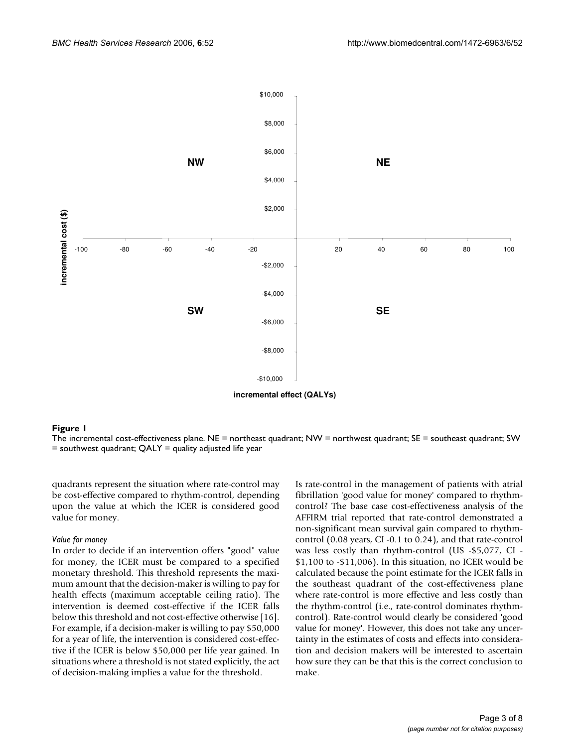**Figure 1**

The incremental cost-effectiveness plane. NE = northeast quadrant; NW = northwest quadrant; SE = southeast quadrant; SW = southwest quadrant; QALY = quality adjusted life year

quadrants represent the situation where rate-control may be cost-effective compared to rhythm-control, depending upon the value at which the ICER is considered good value for money.

#### *Value for money*

In order to decide if an intervention offers "good" value for money, the ICER must be compared to a specified monetary threshold. This threshold represents the maximum amount that the decision-maker is willing to pay for health effects (maximum acceptable ceiling ratio). The intervention is deemed cost-effective if the ICER falls below this threshold and not cost-effective otherwise [16]. For example, if a decision-maker is willing to pay $50,000 for a year of life, the intervention is considered cost-effective if the ICER is below $50,000 per life year gained. In situations where a threshold is not stated explicitly, the act of decision-making implies a value for the threshold.

Is rate-control in the management of patients with atrial fibrillation 'good value for money' compared to rhythm-control? The base case cost-effectiveness analysis of the AFFIRM trial reported that rate-control demonstrated a non-significant mean survival gain compared to rhythm-control (0.08 years, CI -0.1 to 0.24), and that rate-control was less costly than rhythm-control (US -$5,077, CI -$1,100 to -$11,006). In this situation, no ICER would be calculated because the point estimate for the ICER falls in the southeast quadrant of the cost-effectiveness plane where rate-control is more effective and less costly than the rhythm-control (i.e., rate-control dominates rhythm-control). Rate-control would clearly be considered 'good value for money'. However, this does not take any uncertainty in the estimates of costs and effects into consideration and decision makers will be interested to ascertain how sure they can be that this is the correct conclusion to make.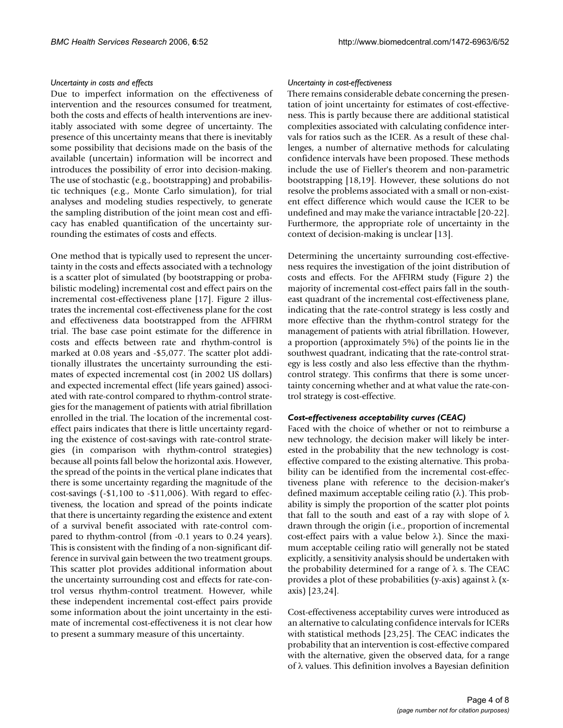### *Uncertainty in costs and effects*

Due to imperfect information on the effectiveness of intervention and the resources consumed for treatment, both the costs and effects of health interventions are inevitably associated with some degree of uncertainty. The presence of this uncertainty means that there is inevitably some possibility that decisions made on the basis of the available (uncertain) information will be incorrect and introduces the possibility of error into decision-making. The use of stochastic (e.g., bootstrapping) and probabilistic techniques (e.g., Monte Carlo simulation), for trial analyses and modeling studies respectively, to generate the sampling distribution of the joint mean cost and efficacy has enabled quantification of the uncertainty surrounding the estimates of costs and effects.

One method that is typically used to represent the uncertainty in the costs and effects associated with a technology is a scatter plot of simulated (by bootstrapping or probabilistic modeling) incremental cost and effect pairs on the incremental cost-effectiveness plane [17]. Figure 2 illustrates the incremental cost-effectiveness plane for the cost and effectiveness data bootstrapped from the AFFIRM trial. The base case point estimate for the difference in costs and effects between rate and rhythm-control is marked at 0.08 years and -$5,077. The scatter plot additionally illustrates the uncertainty surrounding the estimates of expected incremental cost (in 2002 US dollars) and expected incremental effect (life years gained) associated with rate-control compared to rhythm-control strategies for the management of patients with atrial fibrillation enrolled in the trial. The location of the incremental cost-effect pairs indicates that there is little uncertainty regarding the existence of cost-savings with rate-control strategies (in comparison with rhythm-control strategies) because all points fall below the horizontal axis. However, the spread of the points in the vertical plane indicates that there is some uncertainty regarding the magnitude of the cost-savings (-$1,100 to -$11,006). With regard to effectiveness, the location and spread of the points indicate that there is uncertainty regarding the existence and extent of a survival benefit associated with rate-control compared to rhythm-control (from -0.1 years to 0.24 years). This is consistent with the finding of a non-significant difference in survival gain between the two treatment groups. This scatter plot provides additional information about the uncertainty surrounding cost and effects for rate-control versus rhythm-control treatment. However, while these independent incremental cost-effect pairs provide some information about the joint uncertainty in the estimate of incremental cost-effectiveness it is not clear how to present a summary measure of this uncertainty.

### *Uncertainty in cost-effectiveness*

There remains considerable debate concerning the presentation of joint uncertainty for estimates of cost-effectiveness. This is partly because there are additional statistical complexities associated with calculating confidence intervals for ratios such as the ICER. As a result of these challenges, a number of alternative methods for calculating confidence intervals have been proposed. These methods include the use of Fieller's theorem and non-parametric bootstrapping [18,19]. However, these solutions do not resolve the problems associated with a small or non-existent effect difference which would cause the ICER to be undefined and may make the variance intractable [20-22]. Furthermore, the appropriate role of uncertainty in the context of decision-making is unclear [13].

Determining the uncertainty surrounding cost-effectiveness requires the investigation of the joint distribution of costs and effects. For the AFFIRM study (Figure 2) the majority of incremental cost-effect pairs fall in the southeast quadrant of the incremental cost-effectiveness plane, indicating that the rate-control strategy is less costly and more effective than the rhythm-control strategy for the management of patients with atrial fibrillation. However, a proportion (approximately 5%) of the points lie in the southwest quadrant, indicating that the rate-control strategy is less costly and also less effective than the rhythm-control strategy. This confirms that there is some uncertainty concerning whether and at what value the rate-control strategy is cost-effective.

### ***Cost-effectiveness acceptability curves (CEAC)***

Faced with the choice of whether or not to reimburse a new technology, the decision maker will likely be interested in the probability that the new technology is cost-effective compared to the existing alternative. This probability can be identified from the incremental cost-effectiveness plane with reference to the decision-maker's defined maximum acceptable ceiling ratio ($\lambda$). This probability is simply the proportion of the scatter plot points that fall to the south and east of a ray with slope of $\lambda$ drawn through the origin (i.e., proportion of incremental cost-effect pairs with a value below $\lambda$). Since the maximum acceptable ceiling ratio will generally not be stated explicitly, a sensitivity analysis should be undertaken with the probability determined for a range of $\lambda$ s. The CEAC provides a plot of these probabilities (y-axis) against $\lambda$ (x-axis) [23,24].

Cost-effectiveness acceptability curves were introduced as an alternative to calculating confidence intervals for ICERs with statistical methods [23,25]. The CEAC indicates the probability that an intervention is cost-effective compared with the alternative, given the observed data, for a range of $\lambda$ values. This definition involves a Bayesian definition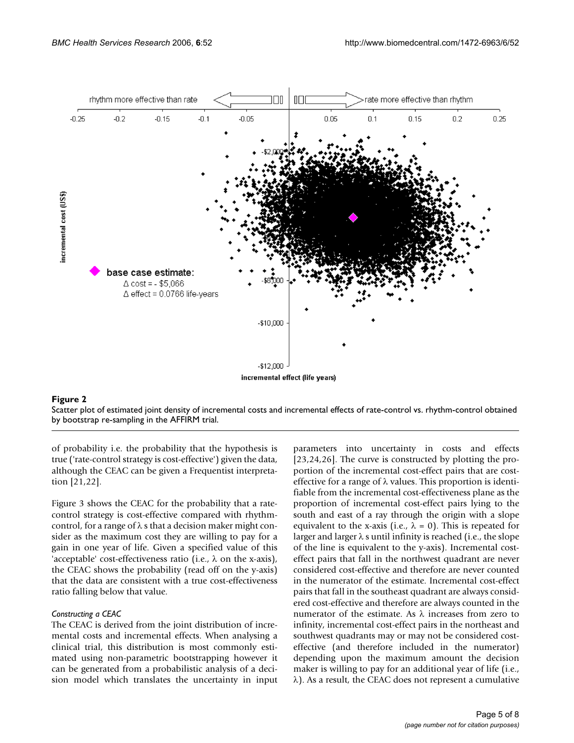rhythm more effective than rate

rate more effective than rhythm

-0.25 -0.2 -0.15 -0.1 -0.05 0.05 0.1 0.15 0.2 0.25

-$2,000

-$8,000

-$10,000

-$12,000

incremental cost (US$)

base case estimate:

Δ cost = - $5,066

Δ effect = 0.0766 life-years

incremental effect (life years)

**Figure 2**

Scatter plot of estimated joint density of incremental costs and incremental effects of rate-control vs. rhythm-control obtained by bootstrap re-sampling in the AFFIRM trial.

of probability i.e. the probability that the hypothesis is true ('rate-control strategy is cost-effective') given the data, although the CEAC can be given a Frequentist interpretation [21,22].

Figure 3 shows the CEAC for the probability that a rate-control strategy is cost-effective compared with rhythm-control, for a range of λ s that a decision maker might consider as the maximum cost they are willing to pay for a gain in one year of life. Given a specified value of this 'acceptable' cost-effectiveness ratio (i.e., λ on the x-axis), the CEAC shows the probability (read off on the y-axis) that the data are consistent with a true cost-effectiveness ratio falling below that value.

### *Constructing a CEAC*

The CEAC is derived from the joint distribution of incremental costs and incremental effects. When analysing a clinical trial, this distribution is most commonly estimated using non-parametric bootstrapping however it can be generated from a probabilistic analysis of a decision model which translates the uncertainty in input parameters into uncertainty in costs and effects [23,24,26]. The curve is constructed by plotting the proportion of the incremental cost-effect pairs that are cost-effective for a range of λ values. This proportion is identifiable from the incremental cost-effectiveness plane as the proportion of incremental cost-effect pairs lying to the south and east of a ray through the origin with a slope equivalent to the x-axis (i.e., $\lambda = 0$). This is repeated for larger and larger λ s until infinity is reached (i.e., the slope of the line is equivalent to the y-axis). Incremental cost-effect pairs that fall in the northwest quadrant are never considered cost-effective and therefore are never counted in the numerator of the estimate. Incremental cost-effect pairs that fall in the southeast quadrant are always considered cost-effective and therefore are always counted in the numerator of the estimate. As λ increases from zero to infinity, incremental cost-effect pairs in the northeast and southwest quadrants may or may not be considered cost-effective (and therefore included in the numerator) depending upon the maximum amount the decision maker is willing to pay for an additional year of life (i.e., λ). As a result, the CEAC does not represent a cumulative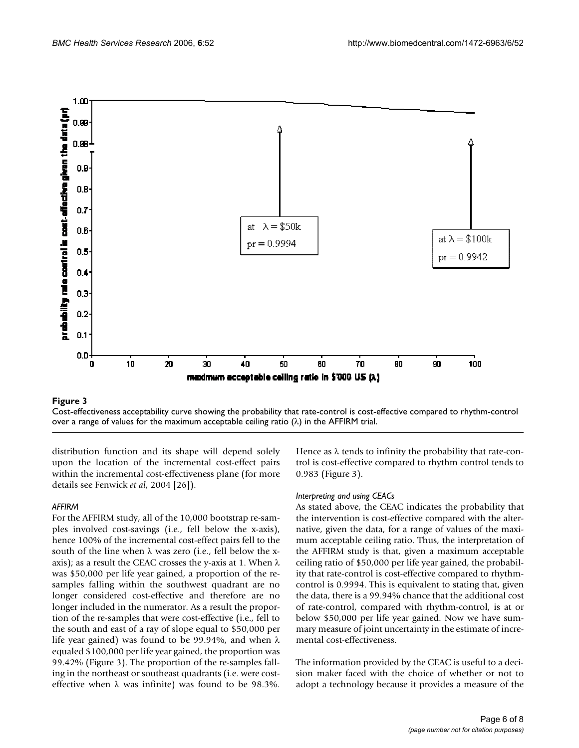**Figure 3**

Cost-effectiveness acceptability curve showing the probability that rate-control is cost-effective compared to rhythm-control over a range of values for the maximum acceptable ceiling ratio (λ) in the AFFIRM trial.

distribution function and its shape will depend solely upon the location of the incremental cost-effect pairs within the incremental cost-effectiveness plane (for more details see Fenwick *et al*, 2004 [26]).

*AFFIRM*

For the AFFIRM study, all of the 10,000 bootstrap re-samples involved cost-savings (i.e., fell below the x-axis), hence 100% of the incremental cost-effect pairs fell to the south of the line when λ was zero (i.e., fell below the x-axis); as a result the CEAC crosses the y-axis at 1. When λ was $50,000 per life year gained, a proportion of the re-samples falling within the southwest quadrant are no longer considered cost-effective and therefore are no longer included in the numerator. As a result the proportion of the re-samples that were cost-effective (i.e., fell to the south and east of a ray of slope equal to $50,000 per life year gained) was found to be 99.94%, and when λ equaled $100,000 per life year gained, the proportion was 99.42% (Figure 3). The proportion of the re-samples falling in the northeast or southeast quadrants (i.e. were cost-effective when λ was infinite) was found to be 98.3%. Hence as λ tends to infinity the probability that rate-control is cost-effective compared to rhythm control tends to 0.983 (Figure 3).

*Interpreting and using CEACs*

As stated above, the CEAC indicates the probability that the intervention is cost-effective compared with the alternative, given the data, for a range of values of the maximum acceptable ceiling ratio. Thus, the interpretation of the AFFIRM study is that, given a maximum acceptable ceiling ratio of $50,000 per life year gained, the probability that rate-control is cost-effective compared to rhythm-control is 0.9994. This is equivalent to stating that, given the data, there is a 99.94% chance that the additional cost of rate-control, compared with rhythm-control, is at or below $50,000 per life year gained. Now we have summary measure of joint uncertainty in the estimate of incremental cost-effectiveness.

The information provided by the CEAC is useful to a decision maker faced with the choice of whether or not to adopt a technology because it provides a measure of the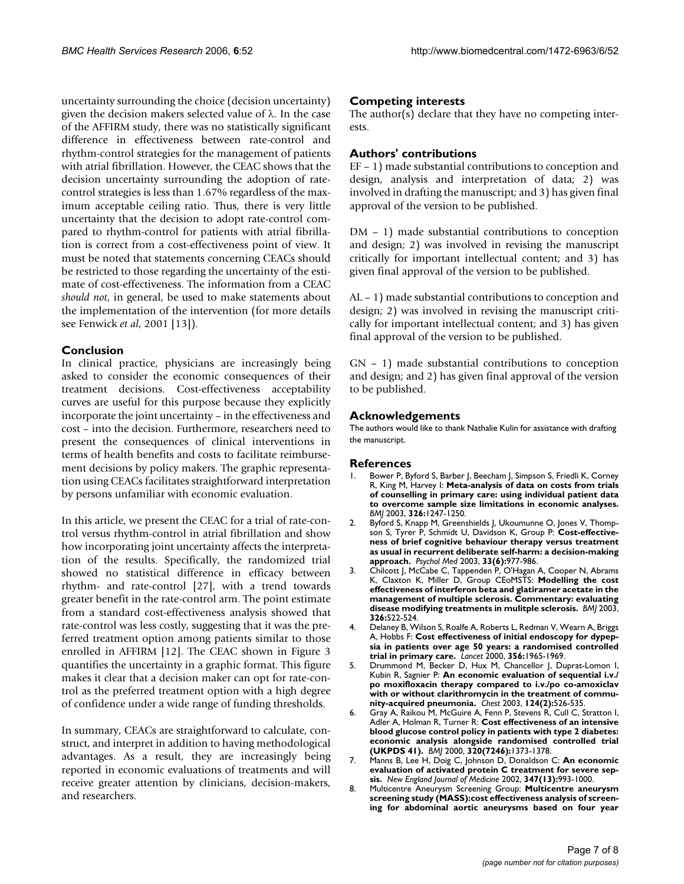uncertainty surrounding the choice (decision uncertainty) given the decision makers selected value of λ. In the case of the AFFIRM study, there was no statistically significant difference in effectiveness between rate-control and rhythm-control strategies for the management of patients with atrial fibrillation. However, the CEAC shows that the decision uncertainty surrounding the adoption of rate-control strategies is less than 1.67% regardless of the maximum acceptable ceiling ratio. Thus, there is very little uncertainty that the decision to adopt rate-control compared to rhythm-control for patients with atrial fibrillation is correct from a cost-effectiveness point of view. It must be noted that statements concerning CEACs should be restricted to those regarding the uncertainty of the estimate of cost-effectiveness. The information from a CEAC *should not*, in general, be used to make statements about the implementation of the intervention (for more details see Fenwick *et al*, 2001 [13]).

## Conclusion

In clinical practice, physicians are increasingly being asked to consider the economic consequences of their treatment decisions. Cost-effectiveness acceptability curves are useful for this purpose because they explicitly incorporate the joint uncertainty – in the effectiveness and cost – into the decision. Furthermore, researchers need to present the consequences of clinical interventions in terms of health benefits and costs to facilitate reimbursement decisions by policy makers. The graphic representation using CEACs facilitates straightforward interpretation by persons unfamiliar with economic evaluation.

In this article, we present the CEAC for a trial of rate-control versus rhythm-control in atrial fibrillation and show how incorporating joint uncertainty affects the interpretation of the results. Specifically, the randomized trial showed no statistical difference in efficacy between rhythm- and rate-control [27], with a trend towards greater benefit in the rate-control arm. The point estimate from a standard cost-effectiveness analysis showed that rate-control was less costly, suggesting that it was the preferred treatment option among patients similar to those enrolled in AFFIRM [12]. The CEAC shown in Figure 3 quantifies the uncertainty in a graphic format. This figure makes it clear that a decision maker can opt for rate-control as the preferred treatment option with a high degree of confidence under a wide range of funding thresholds.

In summary, CEACs are straightforward to calculate, construct, and interpret in addition to having methodological advantages. As a result, they are increasingly being reported in economic evaluations of treatments and will receive greater attention by clinicians, decision-makers, and researchers.

## Competing interests

The author(s) declare that they have no competing interests.

## Authors' contributions

EF – 1) made substantial contributions to conception and design, analysis and interpretation of data; 2) was involved in drafting the manuscript; and 3) has given final approval of the version to be published.

DM – 1) made substantial contributions to conception and design; 2) was involved in revising the manuscript critically for important intellectual content; and 3) has given final approval of the version to be published.

AL – 1) made substantial contributions to conception and design; 2) was involved in revising the manuscript critically for important intellectual content; and 3) has given final approval of the version to be published.

GN – 1) made substantial contributions to conception and design; and 2) has given final approval of the version to be published.

## Acknowledgements

The authors would like to thank Nathalie Kulin for assistance with drafting the manuscript.

## References

1. Bower P, Byford S, Barber J, Beecham J, Simpson S, Friedli K, Corney R, King M, Harvey I: **Meta-analysis of data on costs from trials of counselling in primary care: using individual patient data to overcome sample size limitations in economic analyses.** *BMJ* 2003, **326:**1247-1250.
2. Byford S, Knapp M, Greenshields J, Ukoumunne O, Jones V, Thompson S, Tyrer P, Schmidt U, Davidson K, Group P: **Cost-effectiveness of brief cognitive behaviour therapy versus treatment as usual in recurrent deliberate self-harm: a decision-making approach.** *Psychol Med* 2003, **33(6):**977-986.
3. Chilcott J, McCabe C, Tappenden P, O'Hagan A, Cooper N, Abrams K, Claxton K, Miller D, Group CEoMSTS: **Modelling the cost effectiveness of interferon beta and glatiramer acetate in the management of multiple sclerosis. Commentary: evaluating disease modifying treatments in mulitple sclerosis.** *BMJ* 2003, **326:**522-524.
4. Delaney B, Wilson S, Roalfe A, Roberts L, Redman V, Wearn A, Briggs A, Hobbs F: **Cost effectiveness of initial endoscopy for dyspepsia in patients over age 50 years: a randomised controlled trial in primary care.** *Lancet* 2000, **356:**1965-1969.
5. Drummond M, Becker D, Hux M, Chancellor J, Duprat-Lomon I, Kubin R, Sagnier P: **An economic evaluation of sequential i.v./po moxifloxacin therapy compared to i.v./po co-amoxiclav with or without clarithromycin in the treatment of community-acquired pneumonia.** *Chest* 2003, **124(2):**526-535.
6. Gray A, Raikou M, McGuire A, Fenn P, Stevens R, Cull C, Stratton I, Adler A, Holman R, Turner R: **Cost effectiveness of an intensive blood glucose control policy in patients with type 2 diabetes: economic analysis alongside randomised controlled trial (UKPDS 41).** *BMJ* 2000, **320(7246):**1373-1378.
7. Manns B, Lee H, Doig C, Johnson D, Donaldson C: **An economic evaluation of activated protein C treatment for severe sepsis.** *New England Journal of Medicine* 2002, **347(13):**993-1000.
8. Multicentre Aneurysm Screening Group: **Multicentre aneurysm screening study (MASS):cost effectiveness analysis of screening for abdominal aortic aneurysms based on four year**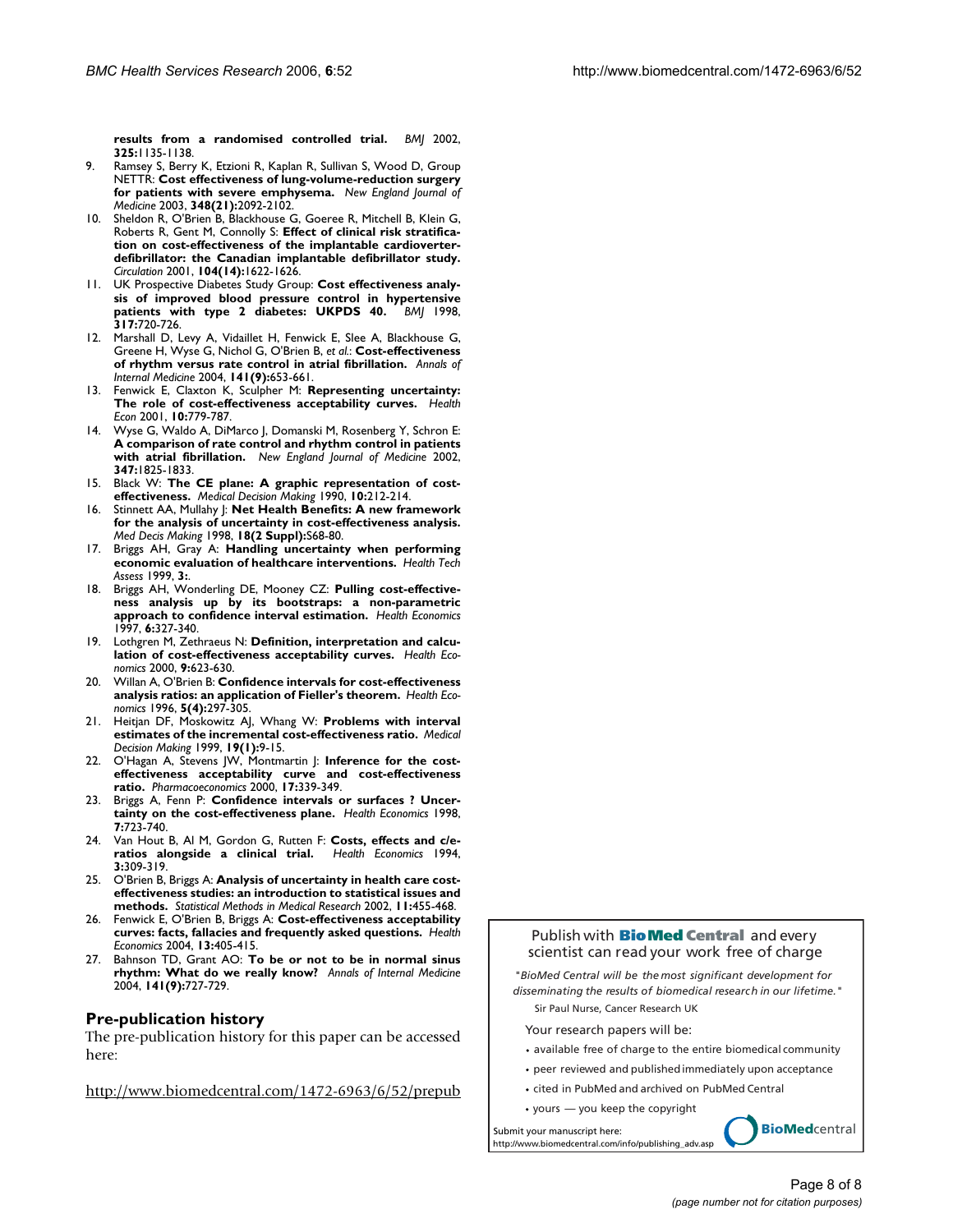results from a randomised controlled trial. *BMJ* 2002, **325:**1135-1138.

9. Ramsey S, Berry K, Etzioni R, Kaplan R, Sullivan S, Wood D, Group NETTR: **Cost effectiveness of lung-volume-reduction surgery for patients with severe emphysema.** *New England Journal of Medicine* 2003, **348(21):**2092-2102.
10. Sheldon R, O'Brien B, Blackhouse G, Goeree R, Mitchell B, Klein G, Roberts R, Gent M, Connolly S: **Effect of clinical risk stratification on cost-effectiveness of the implantable cardioverter-defibrillator: the Canadian implantable defibrillator study.** *Circulation* 2001, **104(14):**1622-1626.
11. UK Prospective Diabetes Study Group: **Cost effectiveness analysis of improved blood pressure control in hypertensive patients with type 2 diabetes: UKPDS 40.** *BMJ* 1998, **317:**720-726.
12. Marshall D, Levy A, Vidaillet H, Fenwick E, Slee A, Blackhouse G, Greene H, Wyse G, Nichol G, O'Brien B, *et al.*: **Cost-effectiveness of rhythm versus rate control in atrial fibrillation.** *Annals of Internal Medicine* 2004, **141(9):**653-661.
13. Fenwick E, Claxton K, Sculpher M: **Representing uncertainty: The role of cost-effectiveness acceptability curves.** *Health Econ* 2001, **10:**779-787.
14. Wyse G, Waldo A, DiMarco J, Domanski M, Rosenberg Y, Schron E: **A comparison of rate control and rhythm control in patients with atrial fibrillation.** *New England Journal of Medicine* 2002, **347:**1825-1833.
15. Black W: **The CE plane: A graphic representation of cost-effectiveness.** *Medical Decision Making* 1990, **10:**212-214.
16. Stinnett AA, Mullahy J: **Net Health Benefits: A new framework for the analysis of uncertainty in cost-effectiveness analysis.** *Med Decis Making* 1998, **18(2 Suppl):**S68-80.
17. Briggs AH, Gray A: **Handling uncertainty when performing economic evaluation of healthcare interventions.** *Health Tech Assess* 1999, **3:**.
18. Briggs AH, Wonderling DE, Mooney CZ: **Pulling cost-effectiveness analysis up by its bootstraps: a non-parametric approach to confidence interval estimation.** *Health Economics* 1997, **6:**327-340.
19. Lothgren M, Zethraeus N: **Definition, interpretation and calculation of cost-effectiveness acceptability curves.** *Health Economics* 2000, **9:**623-630.
20. Willan A, O'Brien B: **Confidence intervals for cost-effectiveness analysis ratios: an application of Fieller's theorem.** *Health Economics* 1996, **5(4):**297-305.
21. Heitjan DF, Moskowitz AJ, Whang W: **Problems with interval estimates of the incremental cost-effectiveness ratio.** *Medical Decision Making* 1999, **19(1):**9-15.
22. O'Hagan A, Stevens JW, Montmartin J: **Inference for the cost-effectiveness acceptability curve and cost-effectiveness ratio.** *Pharmacoeconomics* 2000, **17:**339-349.
23. Briggs A, Fenn P: **Confidence intervals or surfaces ? Uncertainty on the cost-effectiveness plane.** *Health Economics* 1998, **7:**723-740.
24. Van Hout B, Al M, Gordon G, Rutten F: **Costs, effects and c/e-ratios alongside a clinical trial.** *Health Economics* 1994, **3:**309-319.
25. O'Brien B, Briggs A: **Analysis of uncertainty in health care cost-effectiveness studies: an introduction to statistical issues and methods.** *Statistical Methods in Medical Research* 2002, **11:**455-468.
26. Fenwick E, O'Brien B, Briggs A: **Cost-effectiveness acceptability curves: facts, fallacies and frequently asked questions.** *Health Economics* 2004, **13:**405-415.
27. Bahnson TD, Grant AO: **To be or not to be in normal sinus rhythm: What do we really know?** *Annals of Internal Medicine* 2004, **141(9):**727-729.

## Pre-publication history

The pre-publication history for this paper can be accessed here:

http://www.biomedcentral.com/1472-6963/6/52/prepub

Publish with **BioMed Central** and every scientist can read your work free of charge

*"BioMed Central will be the most significant development for disseminating the results of biomedical research in our lifetime."*
Sir Paul Nurse, Cancer Research UK

Your research papers will be:

- available free of charge to the entire biomedical community
- peer reviewed and published immediately upon acceptance
- cited in PubMed and archived on PubMed Central
- yours — you keep the copyright

Submit your manuscript here:
http://www.biomedcentral.com/info/publishing_adv.asp

BioMedcentral